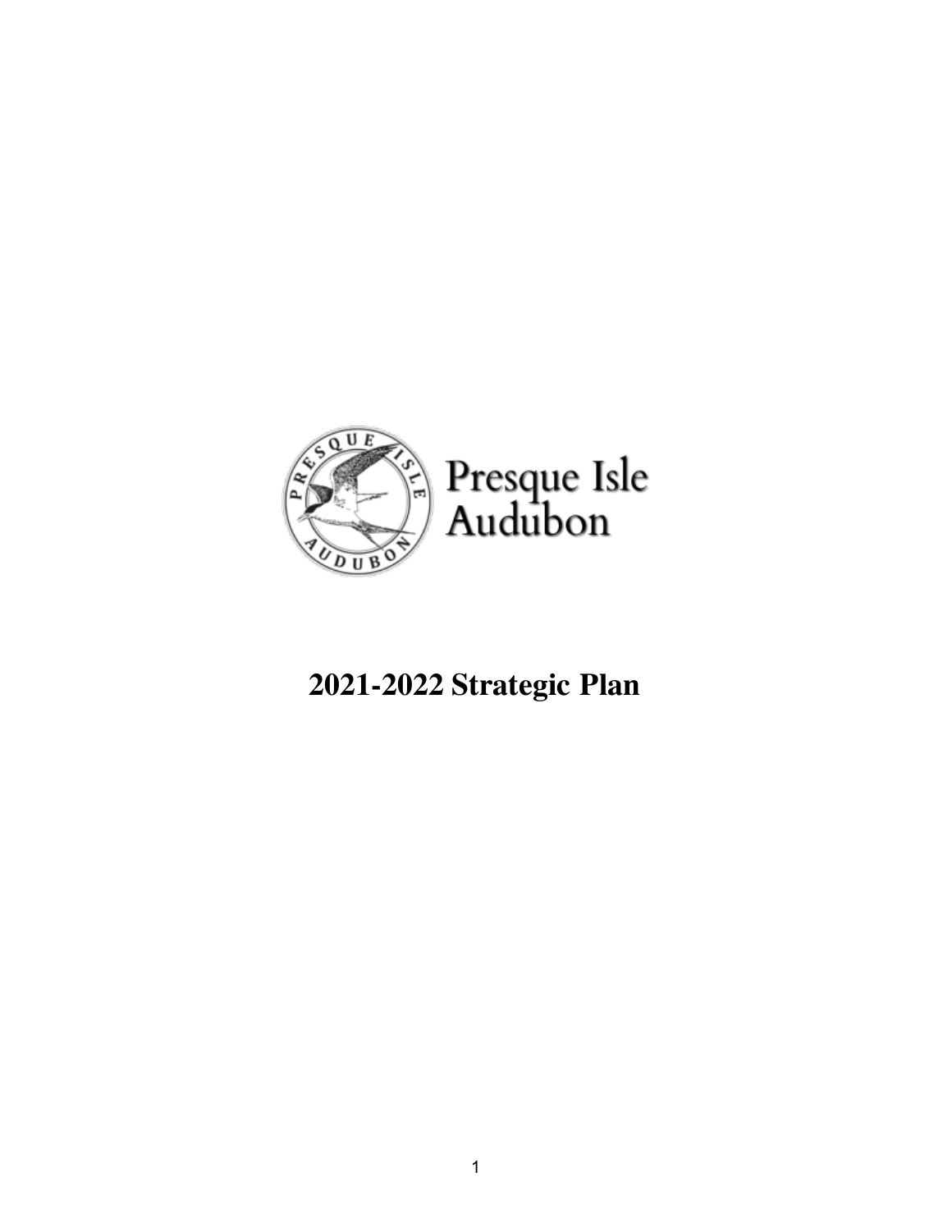Presque Isle
Audubon

# 2021-2022 Strategic Plan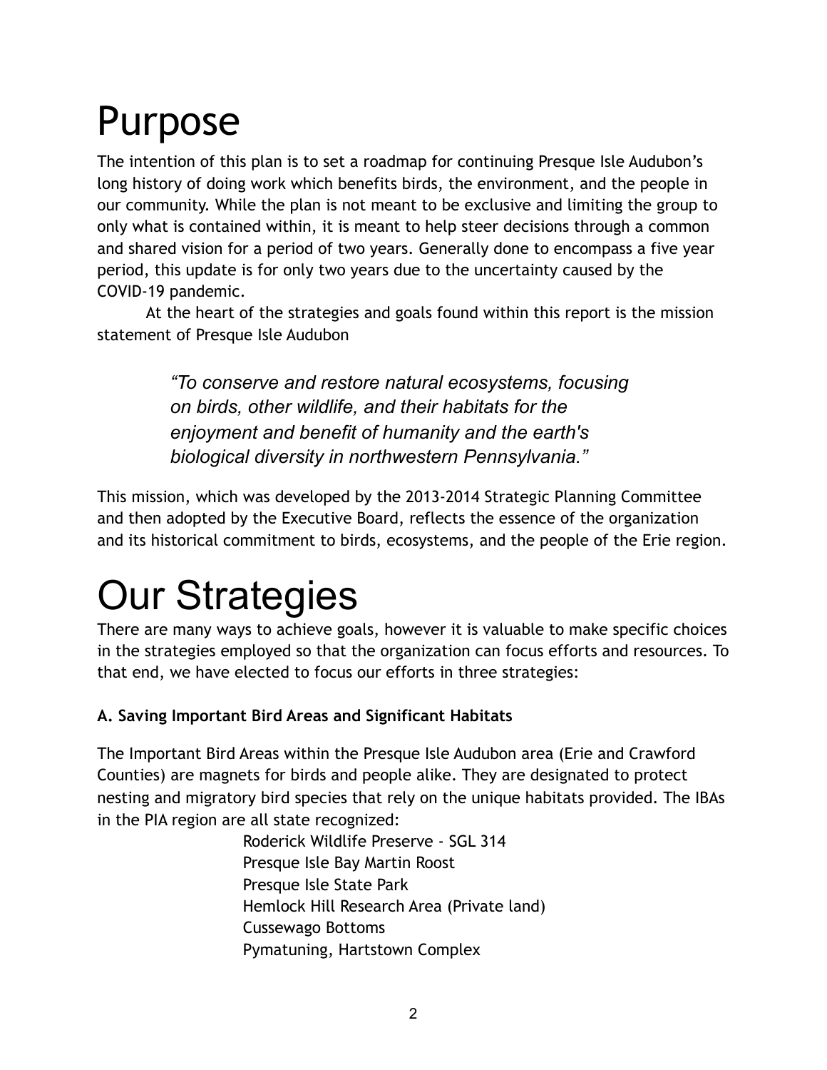# Purpose

The intention of this plan is to set a roadmap for continuing Presque Isle Audubon's long history of doing work which benefits birds, the environment, and the people in our community. While the plan is not meant to be exclusive and limiting the group to only what is contained within, it is meant to help steer decisions through a common and shared vision for a period of two years. Generally done to encompass a five year period, this update is for only two years due to the uncertainty caused by the COVID-19 pandemic.

At the heart of the strategies and goals found within this report is the mission statement of Presque Isle Audubon

> *"To conserve and restore natural ecosystems, focusing on birds, other wildlife, and their habitats for the enjoyment and benefit of humanity and the earth's biological diversity in northwestern Pennsylvania."*

This mission, which was developed by the 2013-2014 Strategic Planning Committee and then adopted by the Executive Board, reflects the essence of the organization and its historical commitment to birds, ecosystems, and the people of the Erie region.

# Our Strategies

There are many ways to achieve goals, however it is valuable to make specific choices in the strategies employed so that the organization can focus efforts and resources. To that end, we have elected to focus our efforts in three strategies:

**A. Saving Important Bird Areas and Significant Habitats**

The Important Bird Areas within the Presque Isle Audubon area (Erie and Crawford Counties) are magnets for birds and people alike. They are designated to protect nesting and migratory bird species that rely on the unique habitats provided. The IBAs in the PIA region are all state recognized:

- Roderick Wildlife Preserve - SGL 314
- Presque Isle Bay Martin Roost
- Presque Isle State Park
- Hemlock Hill Research Area (Private land)
- Cussewago Bottoms
- Pymatuning, Hartstown Complex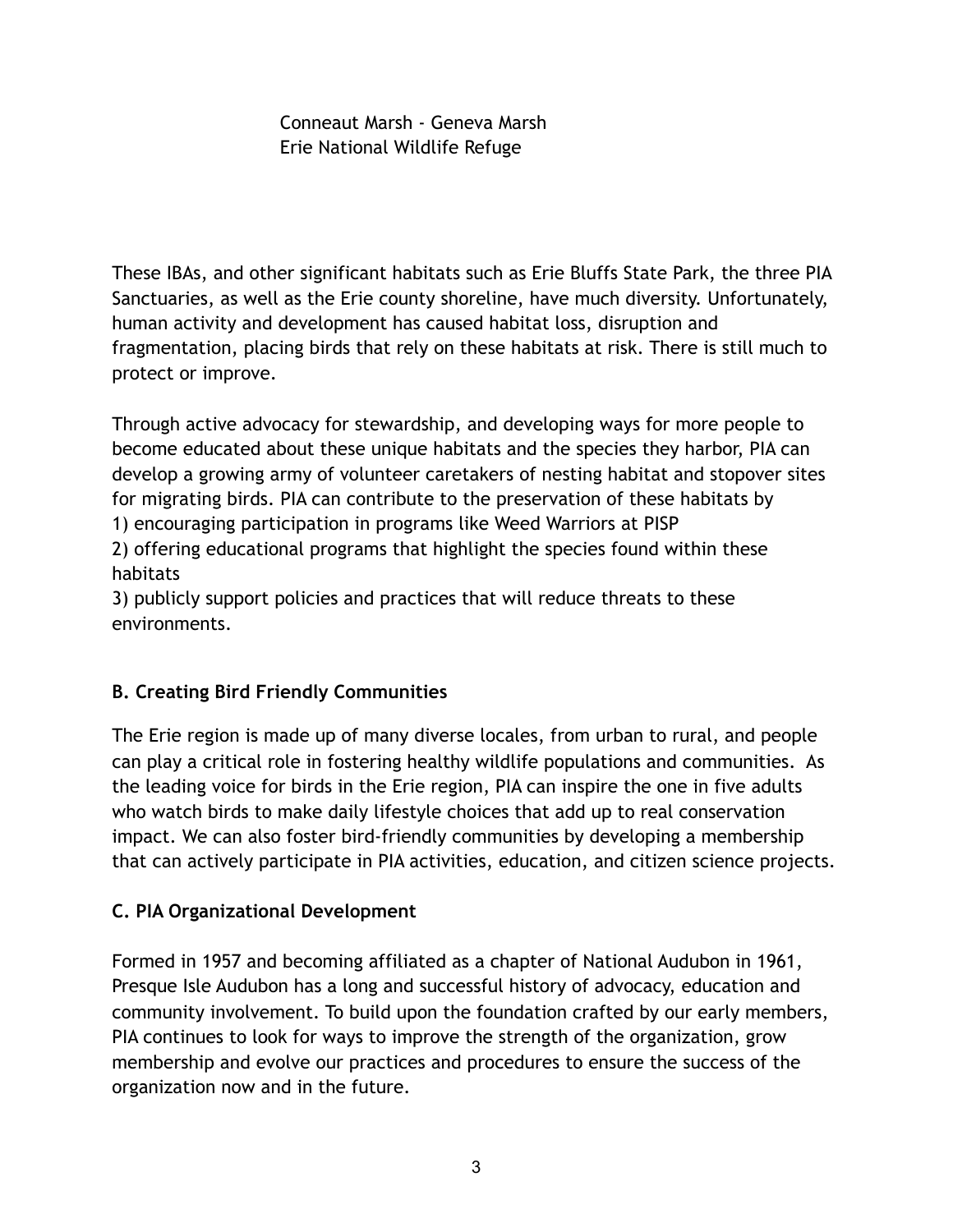Conneaut Marsh - Geneva Marsh
Erie National Wildlife Refuge

These IBAs, and other significant habitats such as Erie Bluffs State Park, the three PIA Sanctuaries, as well as the Erie county shoreline, have much diversity. Unfortunately, human activity and development has caused habitat loss, disruption and fragmentation, placing birds that rely on these habitats at risk. There is still much to protect or improve.

Through active advocacy for stewardship, and developing ways for more people to become educated about these unique habitats and the species they harbor, PIA can develop a growing army of volunteer caretakers of nesting habitat and stopover sites for migrating birds. PIA can contribute to the preservation of these habitats by
1) encouraging participation in programs like Weed Warriors at PISP
2) offering educational programs that highlight the species found within these habitats
3) publicly support policies and practices that will reduce threats to these environments.

**B. Creating Bird Friendly Communities**

The Erie region is made up of many diverse locales, from urban to rural, and people can play a critical role in fostering healthy wildlife populations and communities. As the leading voice for birds in the Erie region, PIA can inspire the one in five adults who watch birds to make daily lifestyle choices that add up to real conservation impact. We can also foster bird-friendly communities by developing a membership that can actively participate in PIA activities, education, and citizen science projects.

**C. PIA Organizational Development**

Formed in 1957 and becoming affiliated as a chapter of National Audubon in 1961, Presque Isle Audubon has a long and successful history of advocacy, education and community involvement. To build upon the foundation crafted by our early members, PIA continues to look for ways to improve the strength of the organization, grow membership and evolve our practices and procedures to ensure the success of the organization now and in the future.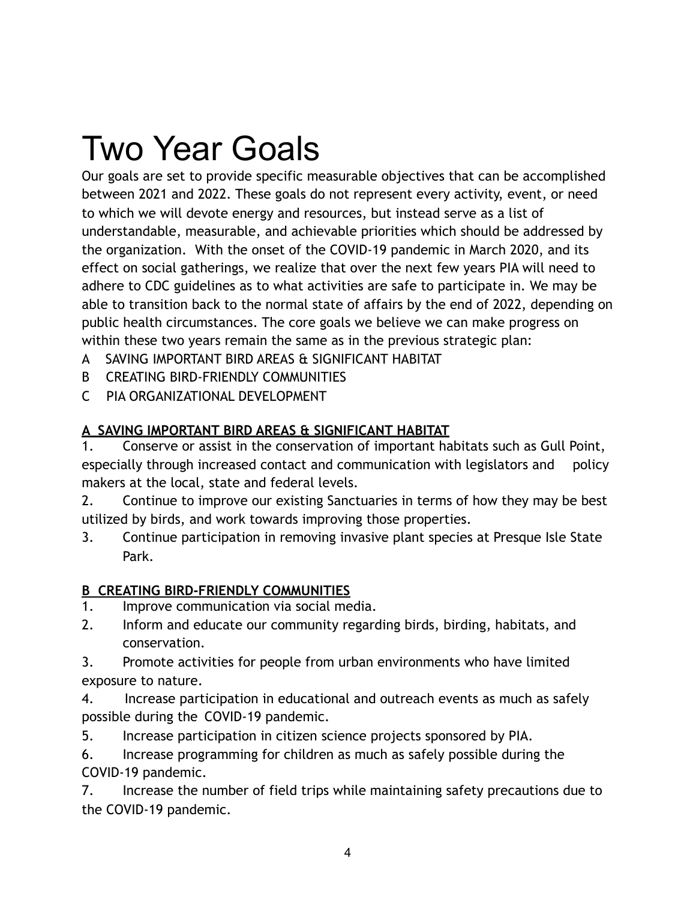# Two Year Goals

Our goals are set to provide specific measurable objectives that can be accomplished between 2021 and 2022. These goals do not represent every activity, event, or need to which we will devote energy and resources, but instead serve as a list of understandable, measurable, and achievable priorities which should be addressed by the organization. With the onset of the COVID-19 pandemic in March 2020, and its effect on social gatherings, we realize that over the next few years PIA will need to adhere to CDC guidelines as to what activities are safe to participate in. We may be able to transition back to the normal state of affairs by the end of 2022, depending on public health circumstances. The core goals we believe we can make progress on within these two years remain the same as in the previous strategic plan:

A SAVING IMPORTANT BIRD AREAS & SIGNIFICANT HABITAT
B CREATING BIRD-FRIENDLY COMMUNITIES
C PIA ORGANIZATIONAL DEVELOPMENT

**A SAVING IMPORTANT BIRD AREAS & SIGNIFICANT HABITAT**

1. Conserve or assist in the conservation of important habitats such as Gull Point, especially through increased contact and communication with legislators and policy makers at the local, state and federal levels.
2. Continue to improve our existing Sanctuaries in terms of how they may be best utilized by birds, and work towards improving those properties.
3. Continue participation in removing invasive plant species at Presque Isle State Park.

**B CREATING BIRD-FRIENDLY COMMUNITIES**

1. Improve communication via social media.
2. Inform and educate our community regarding birds, birding, habitats, and conservation.
3. Promote activities for people from urban environments who have limited exposure to nature.
4. Increase participation in educational and outreach events as much as safely possible during the COVID-19 pandemic.
5. Increase participation in citizen science projects sponsored by PIA.
6. Increase programming for children as much as safely possible during the COVID-19 pandemic.
7. Increase the number of field trips while maintaining safety precautions due to the COVID-19 pandemic.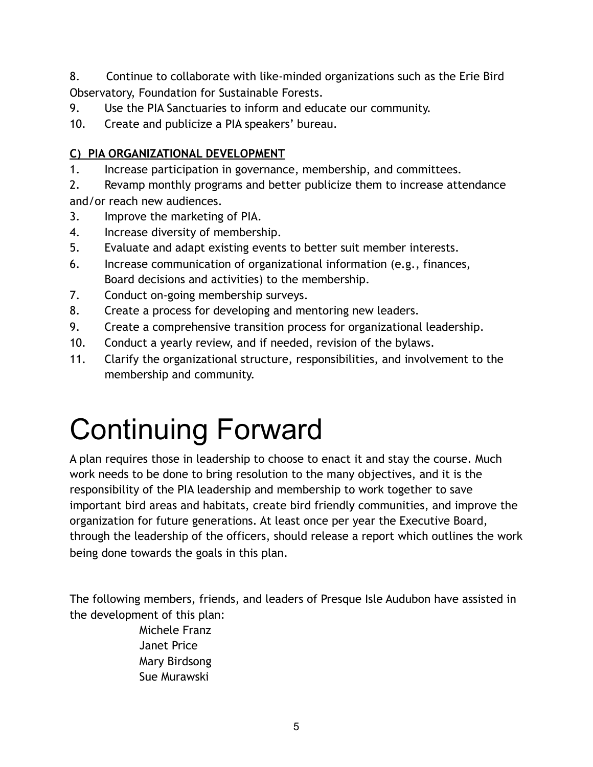8. Continue to collaborate with like-minded organizations such as the Erie Bird Observatory, Foundation for Sustainable Forests.
9. Use the PIA Sanctuaries to inform and educate our community.
10. Create and publicize a PIA speakers' bureau.

**C) PIA ORGANIZATIONAL DEVELOPMENT**

1. Increase participation in governance, membership, and committees.
2. Revamp monthly programs and better publicize them to increase attendance and/or reach new audiences.
3. Improve the marketing of PIA.
4. Increase diversity of membership.
5. Evaluate and adapt existing events to better suit member interests.
6. Increase communication of organizational information (e.g., finances, Board decisions and activities) to the membership.
7. Conduct on-going membership surveys.
8. Create a process for developing and mentoring new leaders.
9. Create a comprehensive transition process for organizational leadership.
10. Conduct a yearly review, and if needed, revision of the bylaws.
11. Clarify the organizational structure, responsibilities, and involvement to the membership and community.

# Continuing Forward

A plan requires those in leadership to choose to enact it and stay the course. Much work needs to be done to bring resolution to the many objectives, and it is the responsibility of the PIA leadership and membership to work together to save important bird areas and habitats, create bird friendly communities, and improve the organization for future generations. At least once per year the Executive Board, through the leadership of the officers, should release a report which outlines the work being done towards the goals in this plan.

The following members, friends, and leaders of Presque Isle Audubon have assisted in the development of this plan:

Michele Franz
Janet Price
Mary Birdsong
Sue Murawski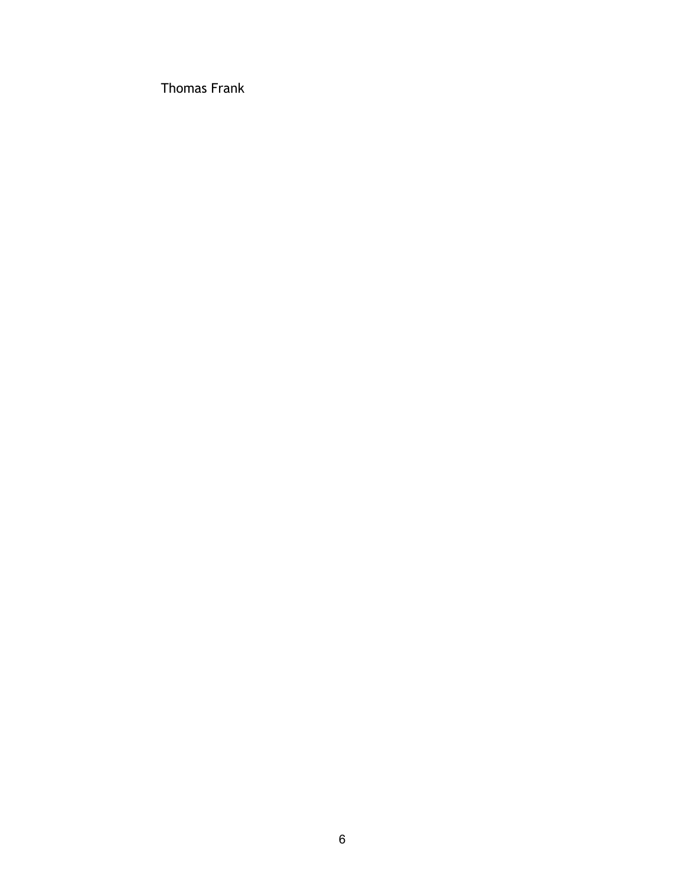Thomas Frank